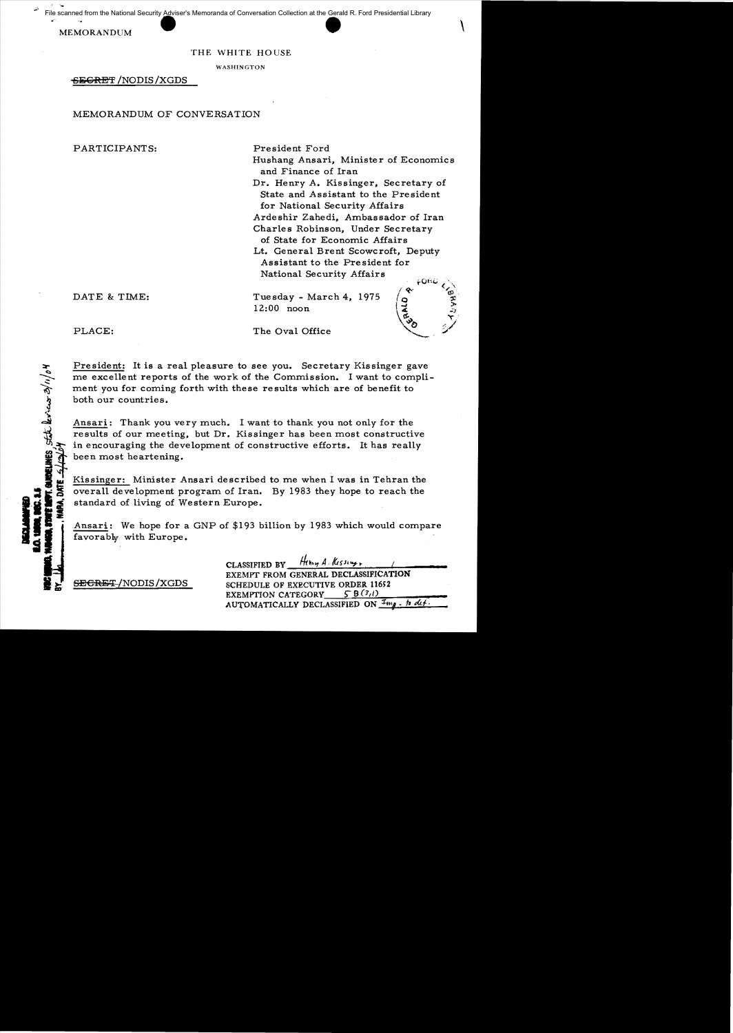File scanned from the National Security Adviser's Memoranda of Conversation Collection at the Gerald R. Ford Presidential Library

MEMORANDUM

THE WHITE HOUSE

WASHINGTON

~~SECRET~~/NODIS/XGDS

MEMORANDUM OF CONVERSATION

PARTICIPANTS:

President Ford
Hushang Ansari, Minister of Economics and Finance of Iran
Dr. Henry A. Kissinger, Secretary of State and Assistant to the President for National Security Affairs
Ardeshir Zahedi, Ambassador of Iran
Charles Robinson, Under Secretary of State for Economic Affairs
Lt. General Brent Scowcroft, Deputy Assistant to the President for National Security Affairs

DATE & TIME: Tuesday - March 4, 1975
12:00 noon

PLACE: The Oval Office

DECLASSIFIED
E.O. 12958, SEC. 3.5
NSC MEMO, 11/24/98, STATE DEPT. GUIDELINES, State Review 3/11/04
BY ___, NARA, DATE 5/12/04

President: It is a real pleasure to see you. Secretary Kissinger gave me excellent reports of the work of the Commission. I want to compliment you for coming forth with these results which are of benefit to both our countries.

Ansari: Thank you very much. I want to thank you not only for the results of our meeting, but Dr. Kissinger has been most constructive in encouraging the development of constructive efforts. It has really been most heartening.

Kissinger: Minister Ansari described to me when I was in Tehran the overall development program of Iran. By 1983 they hope to reach the standard of living of Western Europe.

Ansari: We hope for a GNP of $193 billion by 1983 which would compare favorably with Europe.

~~SECRET~~/NODIS/XGDS

CLASSIFIED BY Henry A. Kissinger
EXEMPT FROM GENERAL DECLASSIFICATION SCHEDULE OF EXECUTIVE ORDER 11652
EXEMPTION CATEGORY 5 B (1,1)
AUTOMATICALLY DECLASSIFIED ON Imp. to det.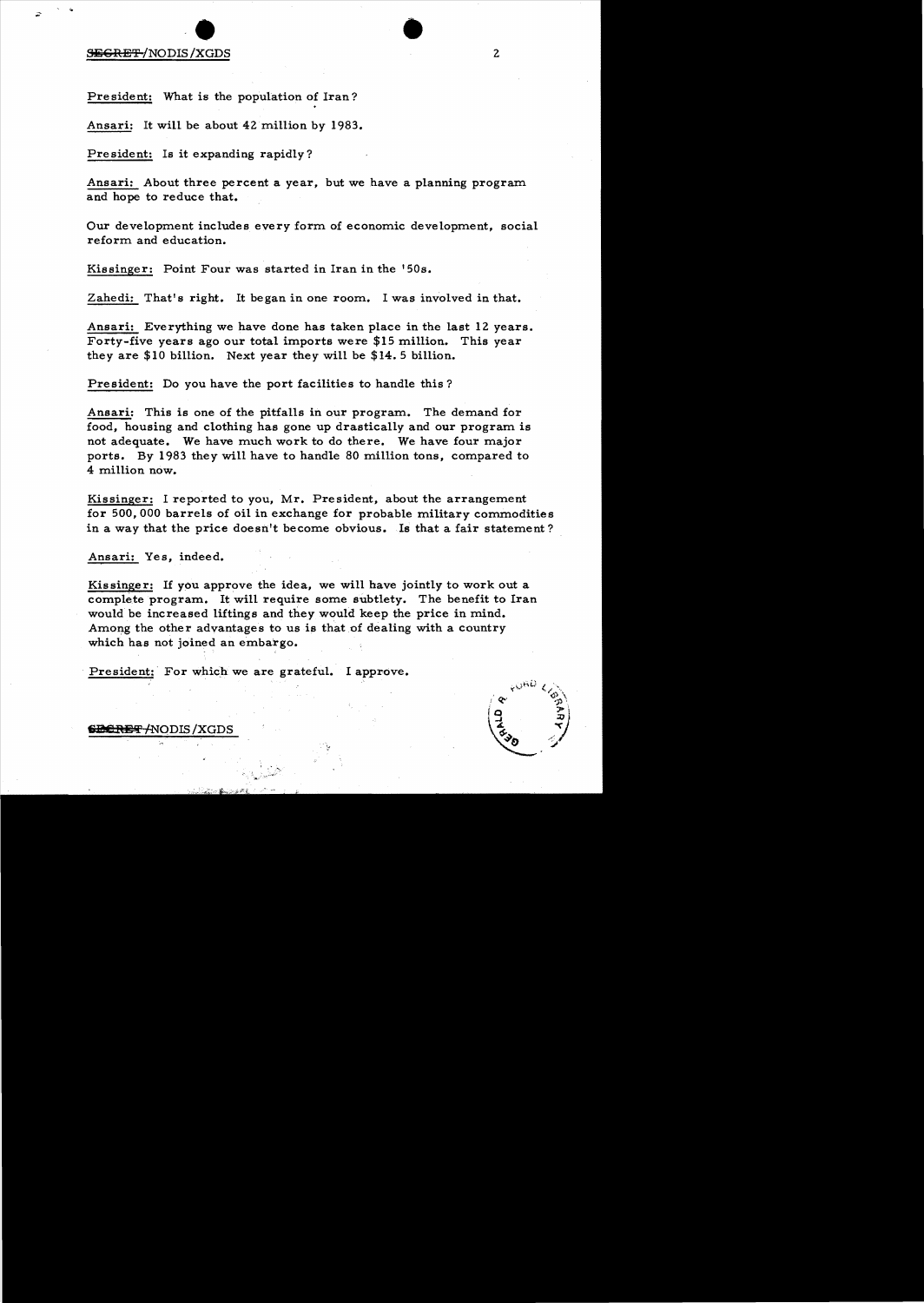**President:** What is the population of Iran?

**Ansari:** It will be about 42 million by 1983.

**President:** Is it expanding rapidly?

**Ansari:** About three percent a year, but we have a planning program and hope to reduce that.

Our development includes every form of economic development, social reform and education.

**Kissinger:** Point Four was started in Iran in the '50s.

**Zahedi:** That's right. It began in one room. I was involved in that.

**Ansari:** Everything we have done has taken place in the last 12 years. Forty-five years ago our total imports were $15 million. This year they are $10 billion. Next year they will be $14.5 billion.

**President:** Do you have the port facilities to handle this?

**Ansari:** This is one of the pitfalls in our program. The demand for food, housing and clothing has gone up drastically and our program is not adequate. We have much work to do there. We have four major ports. By 1983 they will have to handle 80 million tons, compared to 4 million now.

**Kissinger:** I reported to you, Mr. President, about the arrangement for 500,000 barrels of oil in exchange for probable military commodities in a way that the price doesn't become obvious. Is that a fair statement?

**Ansari:** Yes, indeed.

**Kissinger:** If you approve the idea, we will have jointly to work out a complete program. It will require some subtlety. The benefit to Iran would be increased liftings and they would keep the price in mind. Among the other advantages to us is that of dealing with a country which has not joined an embargo.

**President:** For which we are grateful. I approve.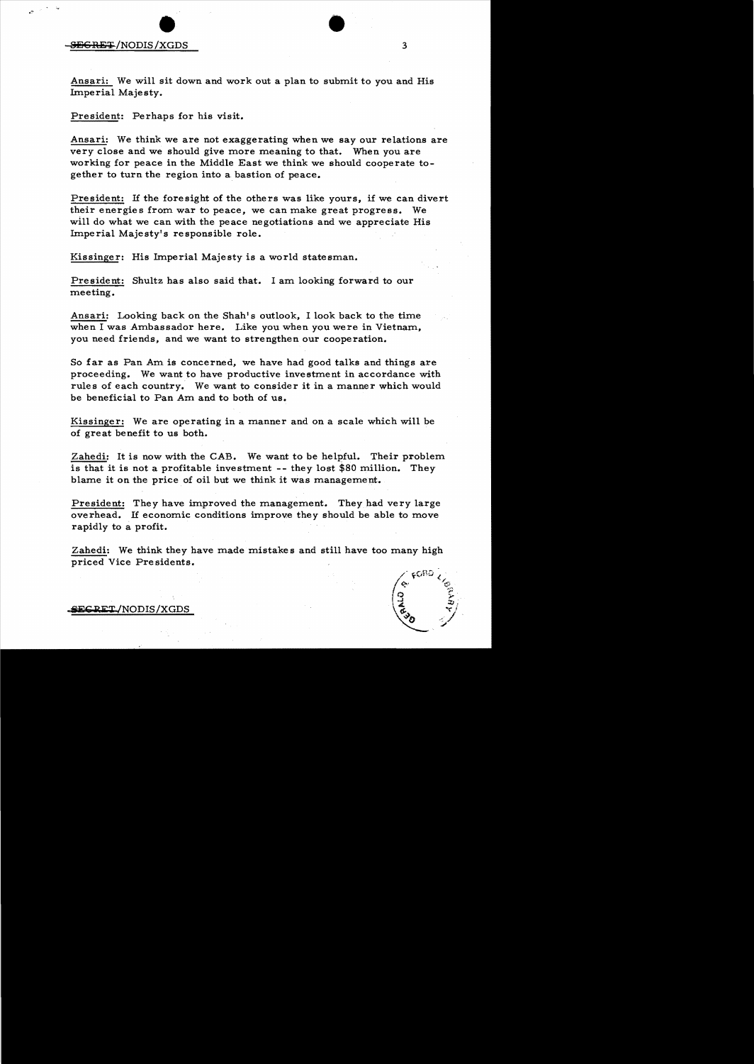Ansari: We will sit down and work out a plan to submit to you and His Imperial Majesty.

President: Perhaps for his visit.

Ansari: We think we are not exaggerating when we say our relations are very close and we should give more meaning to that. When you are working for peace in the Middle East we think we should cooperate together to turn the region into a bastion of peace.

President: If the foresight of the others was like yours, if we can divert their energies from war to peace, we can make great progress. We will do what we can with the peace negotiations and we appreciate His Imperial Majesty's responsible role.

Kissinger: His Imperial Majesty is a world statesman.

President: Shultz has also said that. I am looking forward to our meeting.

Ansari: Looking back on the Shah's outlook, I look back to the time when I was Ambassador here. Like you when you were in Vietnam, you need friends, and we want to strengthen our cooperation.

So far as Pan Am is concerned, we have had good talks and things are proceeding. We want to have productive investment in accordance with rules of each country. We want to consider it in a manner which would be beneficial to Pan Am and to both of us.

Kissinger: We are operating in a manner and on a scale which will be of great benefit to us both.

Zahedi: It is now with the CAB. We want to be helpful. Their problem is that it is not a profitable investment -- they lost $80 million. They blame it on the price of oil but we think it was management.

President: They have improved the management. They had very large overhead. If economic conditions improve they should be able to move rapidly to a profit.

Zahedi: We think they have made mistakes and still have too many high priced Vice Presidents.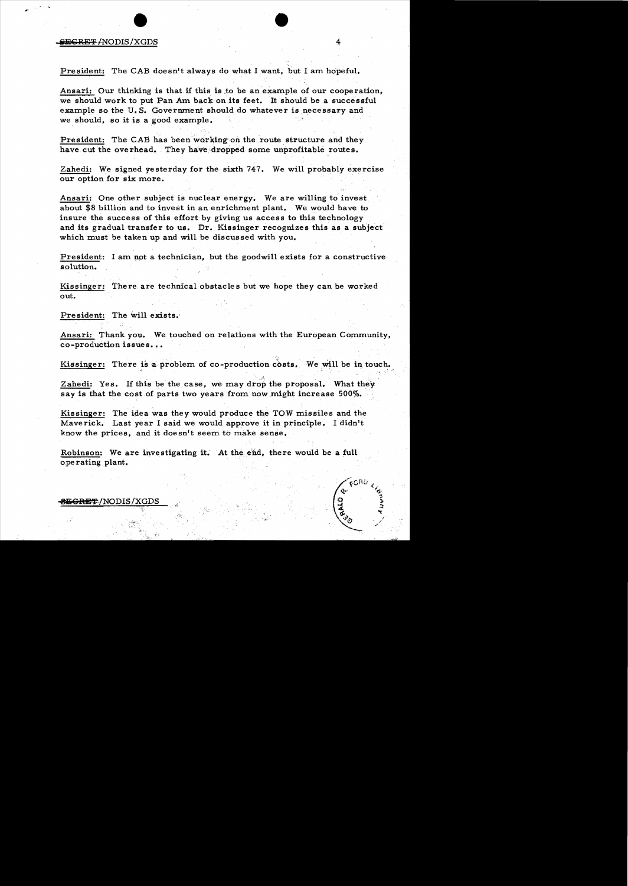President: The CAB doesn't always do what I want, but I am hopeful.

Ansari: Our thinking is that if this is to be an example of our cooperation, we should work to put Pan Am back on its feet. It should be a successful example so the U.S. Government should do whatever is necessary and we should, so it is a good example.

President: The CAB has been working on the route structure and they have cut the overhead. They have dropped some unprofitable routes.

Zahedi: We signed yesterday for the sixth 747. We will probably exercise our option for six more.

Ansari: One other subject is nuclear energy. We are willing to invest about $8 billion and to invest in an enrichment plant. We would have to insure the success of this effort by giving us access to this technology and its gradual transfer to us. Dr. Kissinger recognizes this as a subject which must be taken up and will be discussed with you.

President: I am not a technician, but the goodwill exists for a constructive solution.

Kissinger: There are technical obstacles but we hope they can be worked out.

President: The will exists.

Ansari: Thank you. We touched on relations with the European Community, co-production issues...

Kissinger: There is a problem of co-production costs. We will be in touch.

Zahedi: Yes. If this be the case, we may drop the proposal. What they say is that the cost of parts two years from now might increase 500%.

Kissinger: The idea was they would produce the TOW missiles and the Maverick. Last year I said we would approve it in principle. I didn't know the prices, and it doesn't seem to make sense.

Robinson: We are investigating it. At the end, there would be a full operating plant.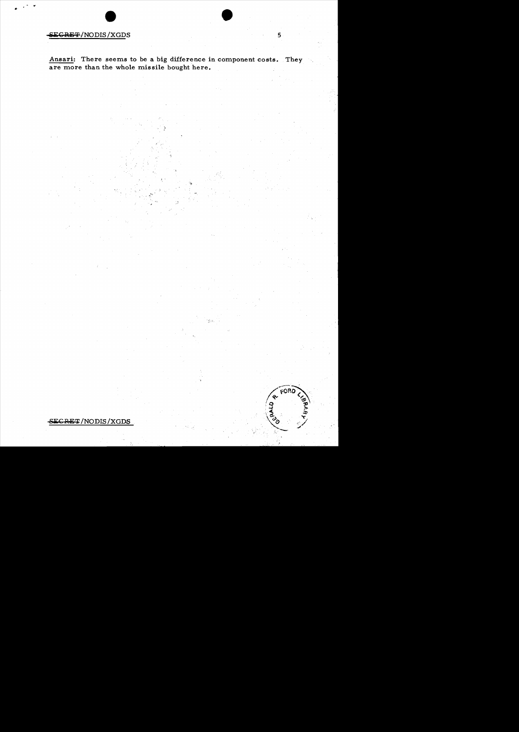**Ansari:** There seems to be a big difference in component costs. They are more than the whole missile bought here.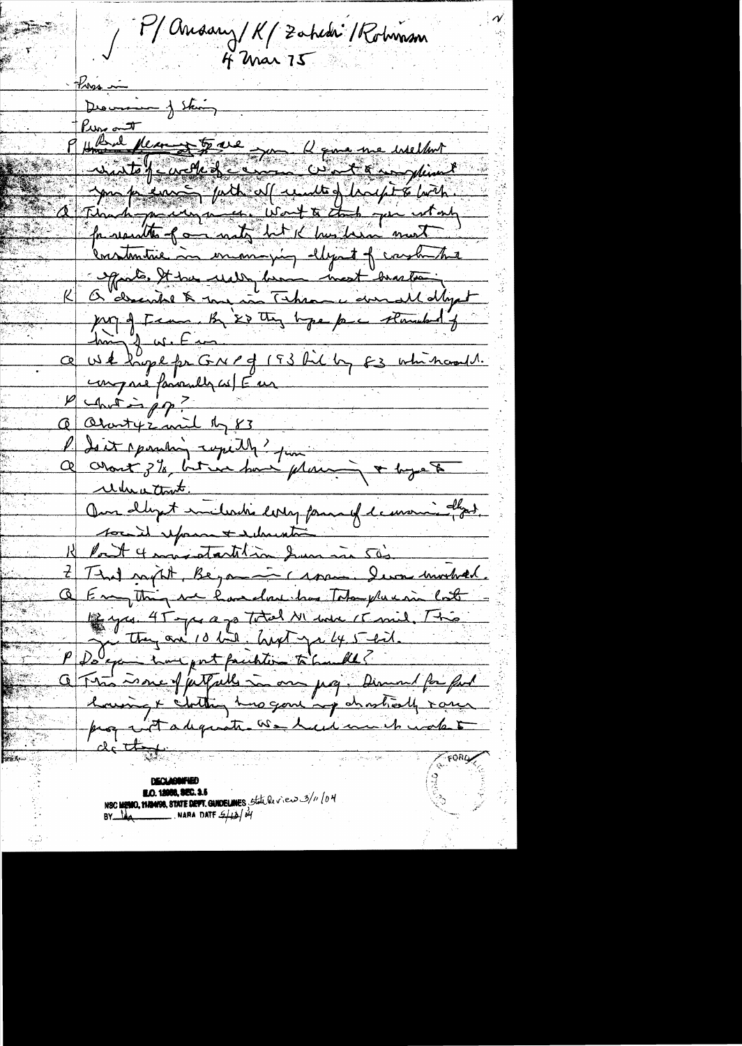P / Ansary / K / Zahedi / Robinson
4 Mar 75

Press in

Discussion of [illegible]

Press out

P Had pleasure to see you. K gave me excellent write-up of conduct of commission. Want to compliment you for carrying forth all results of bright & both.

A Thank you very much. Want to thank you not only for results of our meeting but K has been most constructive in encouraging development of constructive efforts. It has really been most heartening.

K A described to me in Tehran overall development prog of Iran. By '83 they hope for standard of living of W. Eur.

A We hope for GNP of 193 bil by 83 which would compare favorably w/ Eur.

P What is pop?

A About 42 mil by 83

P Is it expanding rapidly? [illegible]

A About 3%, but we have planning & hope to reduce that.

Our development includes every form of economic development, social reform & education.

K Post 4 was started in Iran in 50's.

Z That's right. Began in [illegible]. I was involved.

A Everything we have done has taken place in last 12 yrs. 15 yrs ago total NI was 15 mil. This yr they are 10 bil. Next yr 45 bil.

P Do you have port facilities to handle?

A This is one of pitfalls in our prog. Demand for food, housing & clothing has gone up drastically & our prog is not adequate. We had much work to do there.

DECLASSIFIED
E.O. 12958, SEC. 3.5
NSC MEMO, 11/24/98, STATE DEPT. GUIDELINES State Review 3/11/04
BY [illegible] NARA DATE 5/13/04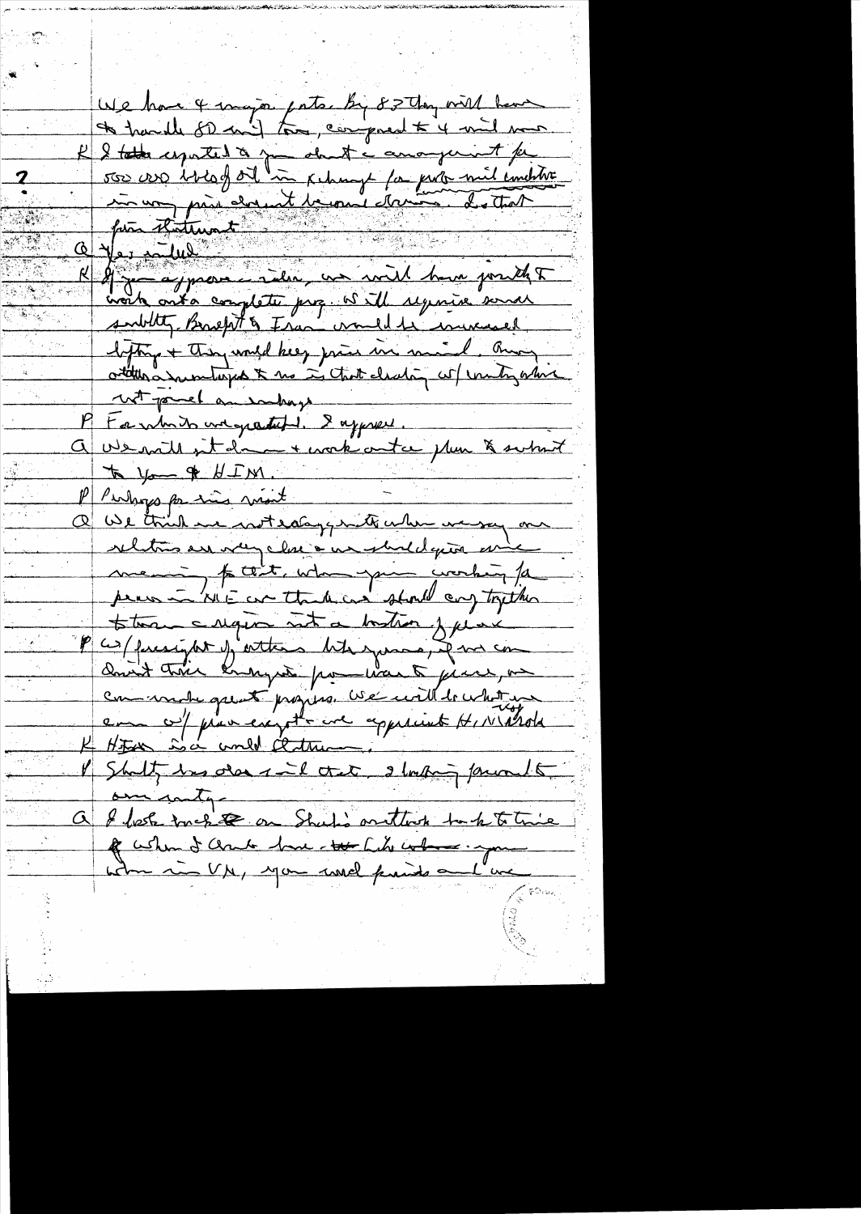We have 4 major ports. By 83 they will have to handle 80 mil tons, compared to 4 mil now.

K I talked reported to you about an arrangement for 500,000 bbl of oil in exchange for [illegible] mil [illegible] in any price adjustment because [illegible]. Is that firm statement.

Q Yes indeed

K If you approve the idea, we will have jointly to work out a complete prog. It'll require some subtlety. Benefit to Iran would be increased lifting + they would keep price in mind. Among other advantages to us is that dealing w/ country which not joined an embargo.

P For which we are grateful. I approve.

Q We will sit down + work out a plan to submit to you + HIM.

P Perhaps for this visit

Q We think we not exaggerate when we say our relations are very close + we should give some meaning to that, when you are working for peace in ME we think we should carry together to turn a region into a bastion of peace.

P W/ foresight of others like yours, if we can devote their energies from war to peace, we can make great progress. We will do what we can w/ peace except we appreciate H, Nixon + Kissinger.

K HIM is a world statesman.

P Shultz has [illegible] said that. I looking forward to our meeting.

Q I look back on Shah's outlook back to time when I came here — [illegible] when in VP, you [illegible] friends and we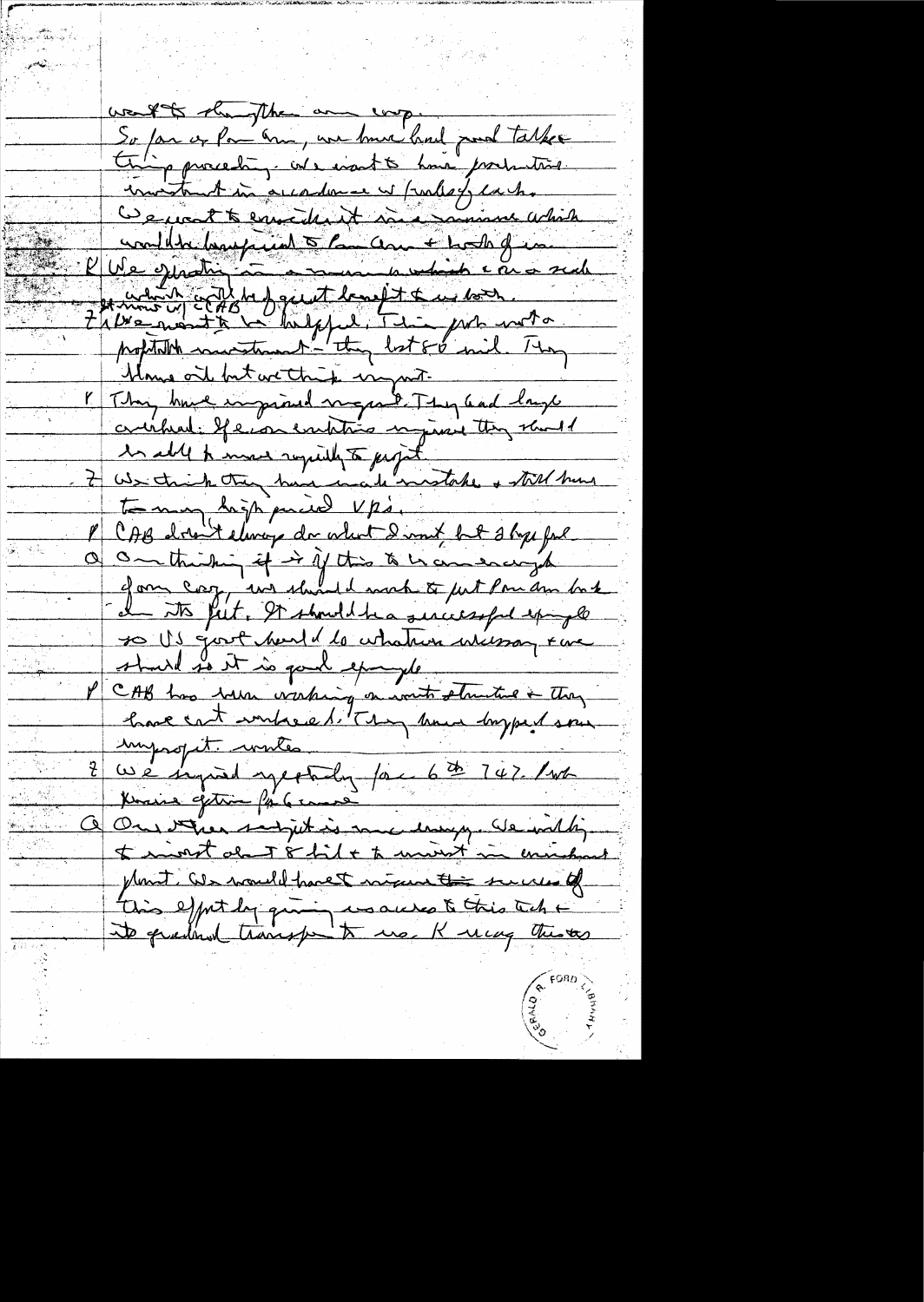want to strengthen our coop.
So far as Pan Am, we have had good talks this proceeding. We want to have protective investment in accordance w/ rules of each.
We want to consider it in a manner which would be beneficial to Pan Am + both of us.
P We operating in a manner in which can a real ... would be of great benefit to us both.
Z We want to be helpful. This prob not a profitable investment — they lost 80 mil. They blame oil but we think myopic.
P They have improved mgmt. They had large overhead. If economic conditions improve they should be able to move rapidly to profit.
Z We think they have made mistake & still have too many high priced VPs.
P CAB doesn't always do what I want, but I hope that
Q Our thinking if it of this to be an encouragement for Coz, we should work to put Pan Am back on its feet. It should be a successful example so US govt would do whatever necessary & we should so it is good example.
P CAB has been working on route structure & they have cut underbrush. They have dropped some unprofit. routes.
Z We signed yesterday for 6th 747. Look forward getting the 6 more
Q One other subject is more energy. We will try to invest about $8 bil & to invest in enrichment plant. We would want to insure the success of this effort by giving us access to this tech & its gradual transfer to us. K very thinks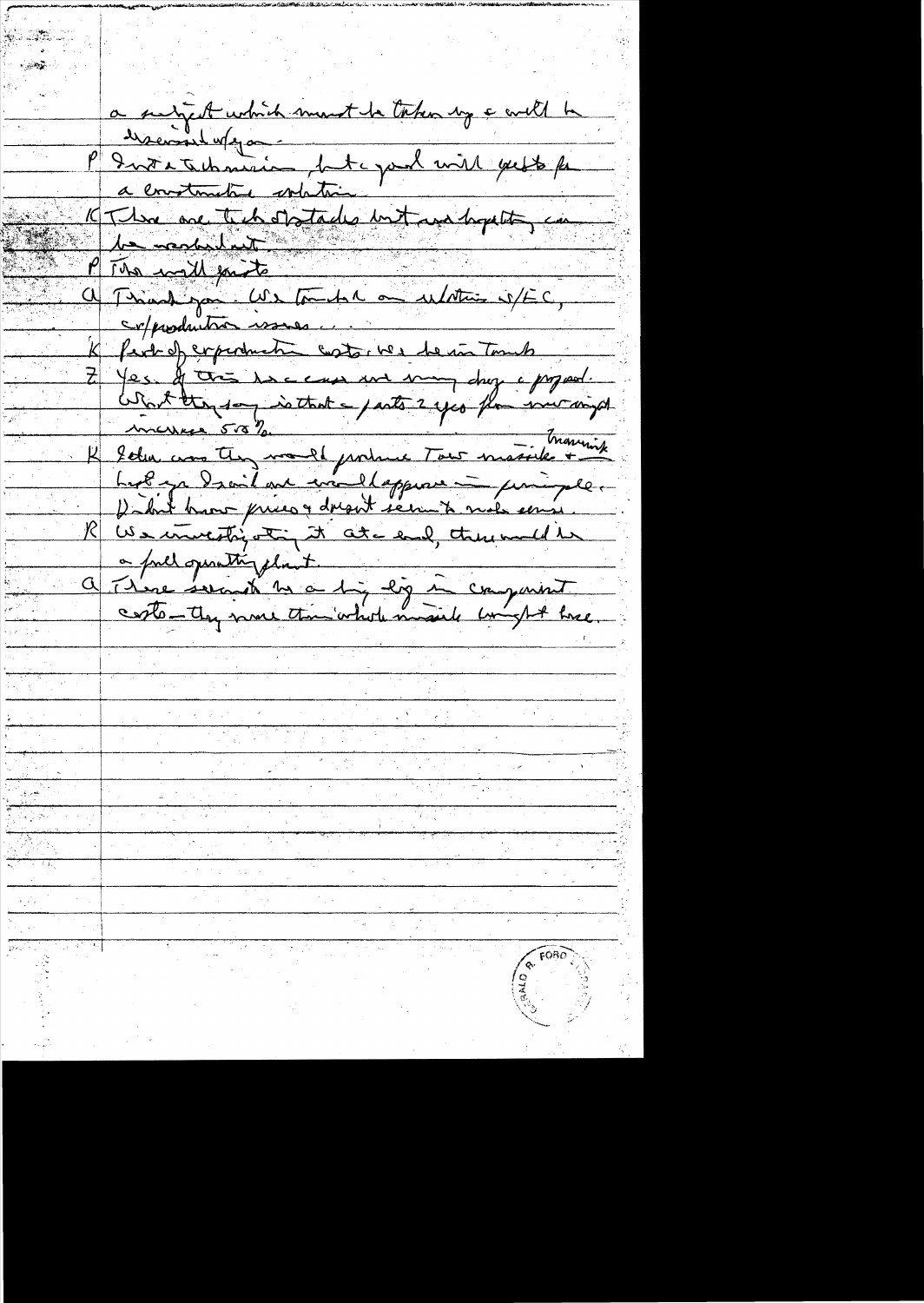a subject which must be taken up & will be discussed w/you.

P Isn't a technician, but a good will yields for a constructive solution.

K There are tech obstacles but we hopefully can be worked out.

P This will go into.

Q Thank you. We touched on relations w/EC, cr/production issues...

K Part of expropriation costs, we have in Tomb.

Z Yes. If this is a case we may charge a proposal. What they say is that ~ parts 2 yrs from now might increase 500%.

K Schm was they would produce Tour missile + manning but you I said one would approve in principle. Didn't know prices & doesn't seem to make sense.

K We are investigating it at end, there would be a full operating plant.

Q There seems to be a big leg in component costs — they more than whole missile bought here.